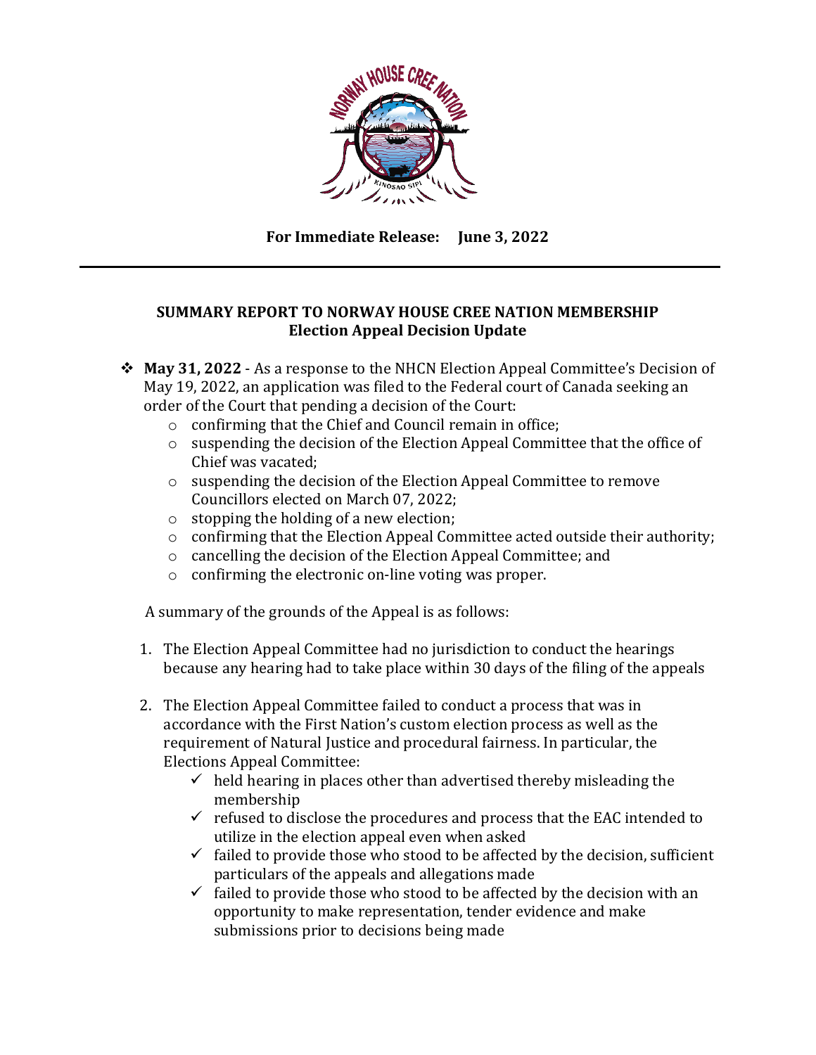**For Immediate Release: June 3, 2022**

---

**SUMMARY REPORT TO NORWAY HOUSE CREE NATION MEMBERSHIP**
**Election Appeal Decision Update**

- **May 31, 2022** - As a response to the NHCN Election Appeal Committee's Decision of May 19, 2022, an application was filed to the Federal court of Canada seeking an order of the Court that pending a decision of the Court:
    - confirming that the Chief and Council remain in office;
    - suspending the decision of the Election Appeal Committee that the office of Chief was vacated;
    - suspending the decision of the Election Appeal Committee to remove Councillors elected on March 07, 2022;
    - stopping the holding of a new election;
    - confirming that the Election Appeal Committee acted outside their authority;
    - cancelling the decision of the Election Appeal Committee; and
    - confirming the electronic on-line voting was proper.

  A summary of the grounds of the Appeal is as follows:

  1. The Election Appeal Committee had no jurisdiction to conduct the hearings because any hearing had to take place within 30 days of the filing of the appeals

  2. The Election Appeal Committee failed to conduct a process that was in accordance with the First Nation's custom election process as well as the requirement of Natural Justice and procedural fairness. In particular, the Elections Appeal Committee:
      - ✓ held hearing in places other than advertised thereby misleading the membership
      - ✓ refused to disclose the procedures and process that the EAC intended to utilize in the election appeal even when asked
      - ✓ failed to provide those who stood to be affected by the decision, sufficient particulars of the appeals and allegations made
      - ✓ failed to provide those who stood to be affected by the decision with an opportunity to make representation, tender evidence and make submissions prior to decisions being made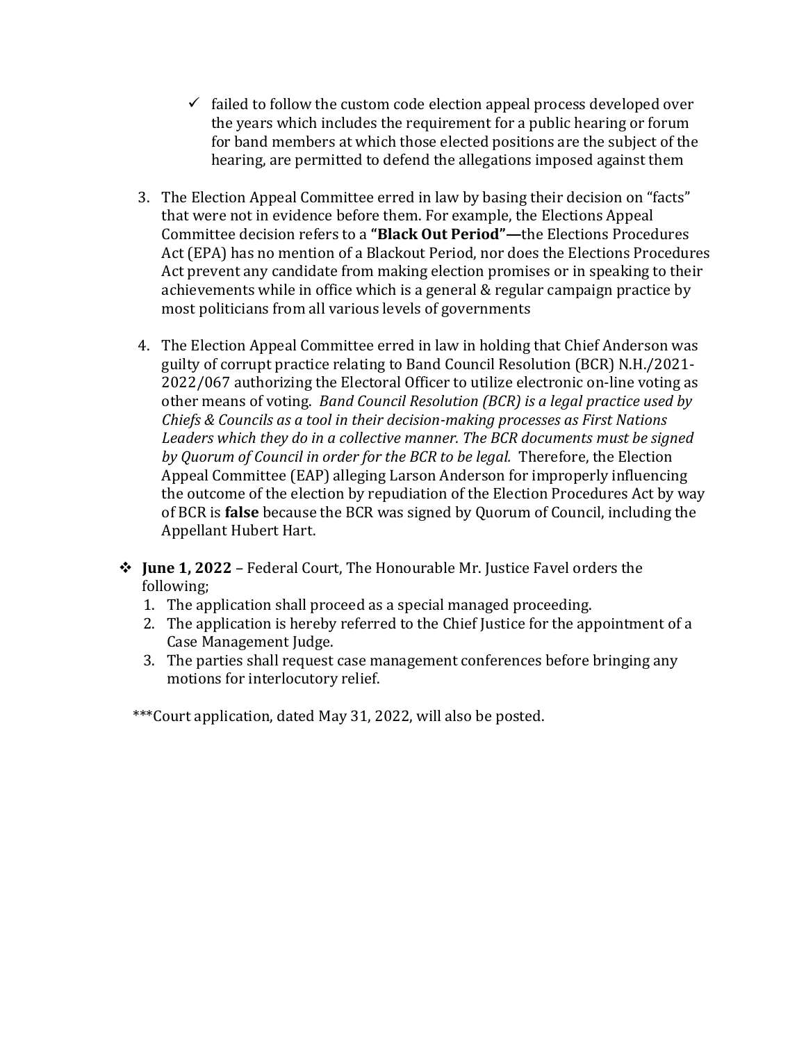- ✓ failed to follow the custom code election appeal process developed over the years which includes the requirement for a public hearing or forum for band members at which those elected positions are the subject of the hearing, are permitted to defend the allegations imposed against them

3. The Election Appeal Committee erred in law by basing their decision on "facts" that were not in evidence before them. For example, the Elections Appeal Committee decision refers to a **"Black Out Period"—**the Elections Procedures Act (EPA) has no mention of a Blackout Period, nor does the Elections Procedures Act prevent any candidate from making election promises or in speaking to their achievements while in office which is a general & regular campaign practice by most politicians from all various levels of governments

4. The Election Appeal Committee erred in law in holding that Chief Anderson was guilty of corrupt practice relating to Band Council Resolution (BCR) N.H./2021-2022/067 authorizing the Electoral Officer to utilize electronic on-line voting as other means of voting. *Band Council Resolution (BCR) is a legal practice used by Chiefs & Councils as a tool in their decision-making processes as First Nations Leaders which they do in a collective manner. The BCR documents must be signed by Quorum of Council in order for the BCR to be legal.* Therefore, the Election Appeal Committee (EAP) alleging Larson Anderson for improperly influencing the outcome of the election by repudiation of the Election Procedures Act by way of BCR is **false** because the BCR was signed by Quorum of Council, including the Appellant Hubert Hart.

- ❖ **June 1, 2022** – Federal Court, The Honourable Mr. Justice Favel orders the following;
  1. The application shall proceed as a special managed proceeding.
  2. The application is hereby referred to the Chief Justice for the appointment of a Case Management Judge.
  3. The parties shall request case management conferences before bringing any motions for interlocutory relief.

***Court application, dated May 31, 2022, will also be posted.